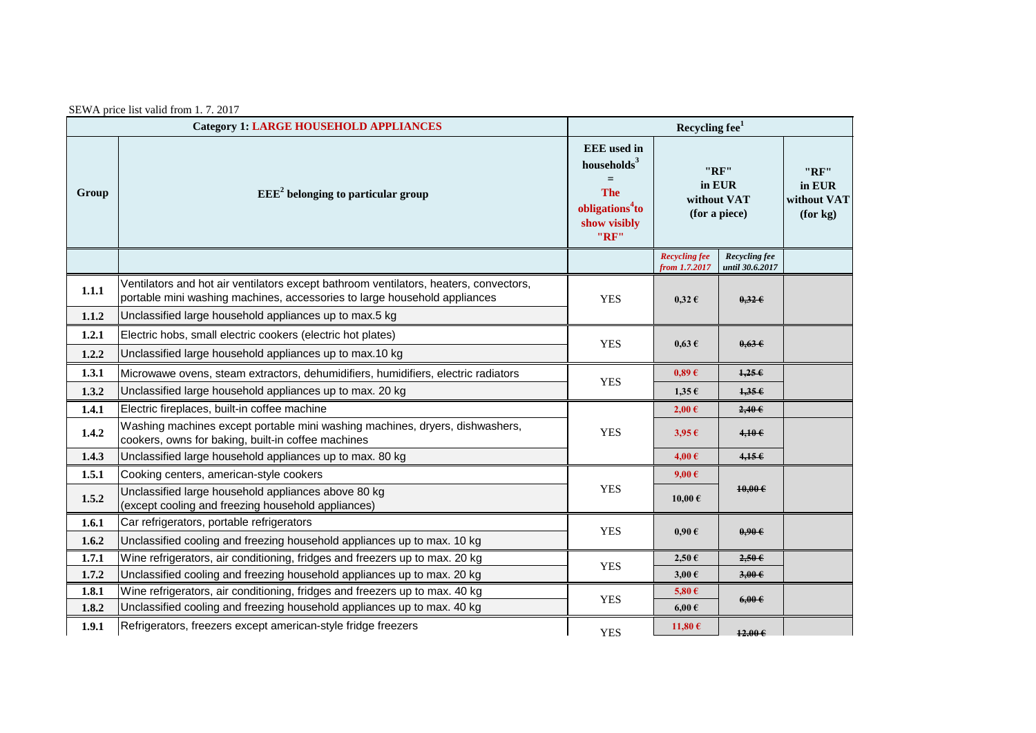SEWA price list valid from 1. 7. 2017

| Category 1: LARGE HOUSEHOLD APPLIANCES | | Recycling fee[1] | | | |
|---|---|---|---|---|---|
| Group | EEE[2] belonging to particular group | EEE used in households[3] = The obligations[4] to show visibly "RF" | "RF" in EUR without VAT (for a piece) | | "RF" in EUR without VAT (for kg) |
| | | | *Recycling fee from 1.7.2017* | *Recycling fee until 30.6.2017* | |
| 1.1.1 | Ventilators and hot air ventilators except bathroom ventilators, heaters, convectors, portable mini washing machines, accessories to large household appliances | YES | 0,32 € | ~~0,32 €~~ | |
| 1.1.2 | Unclassified large household appliances up to max.5 kg | | | | |
| 1.2.1 | Electric hobs, small electric cookers (electric hot plates) | YES | 0,63 € | ~~0,63 €~~ | |
| 1.2.2 | Unclassified large household appliances up to max.10 kg | | | | |
| 1.3.1 | Microwawe ovens, steam extractors, dehumidifiers, humidifiers, electric radiators | YES | 0,89 € | ~~1,25 €~~ | |
| 1.3.2 | Unclassified large household appliances up to max. 20 kg | | 1,35 € | ~~1,35 €~~ | |
| 1.4.1 | Electric fireplaces, built-in coffee machine | YES | 2,00 € | ~~2,40 €~~ | |
| 1.4.2 | Washing machines except portable mini washing machines, dryers, dishwashers, cookers, owns for baking, built-in coffee machines | | 3,95 € | ~~4,10 €~~ | |
| 1.4.3 | Unclassified large household appliances up to max. 80 kg | | 4,00 € | ~~4,15 €~~ | |
| 1.5.1 | Cooking centers, american-style cookers | YES | 9,00 € | ~~10,00 €~~ | |
| 1.5.2 | Unclassified large household appliances above 80 kg (except cooling and freezing household appliances) | | 10,00 € | | |
| 1.6.1 | Car refrigerators, portable refrigerators | YES | 0,90 € | ~~0,90 €~~ | |
| 1.6.2 | Unclassified cooling and freezing household appliances up to max. 10 kg | | | | |
| 1.7.1 | Wine refrigerators, air conditioning, fridges and freezers up to max. 20 kg | YES | 2,50 € | ~~2,50 €~~ | |
| 1.7.2 | Unclassified cooling and freezing household appliances up to max. 20 kg | | 3,00 € | ~~3,00 €~~ | |
| 1.8.1 | Wine refrigerators, air conditioning, fridges and freezers up to max. 40 kg | YES | 5,80 € | ~~6,00 €~~ | |
| 1.8.2 | Unclassified cooling and freezing household appliances up to max. 40 kg | | 6,00 € | | |
| 1.9.1 | Refrigerators, freezers except american-style fridge freezers | YES | 11,80 € | ~~12,00 €~~ | |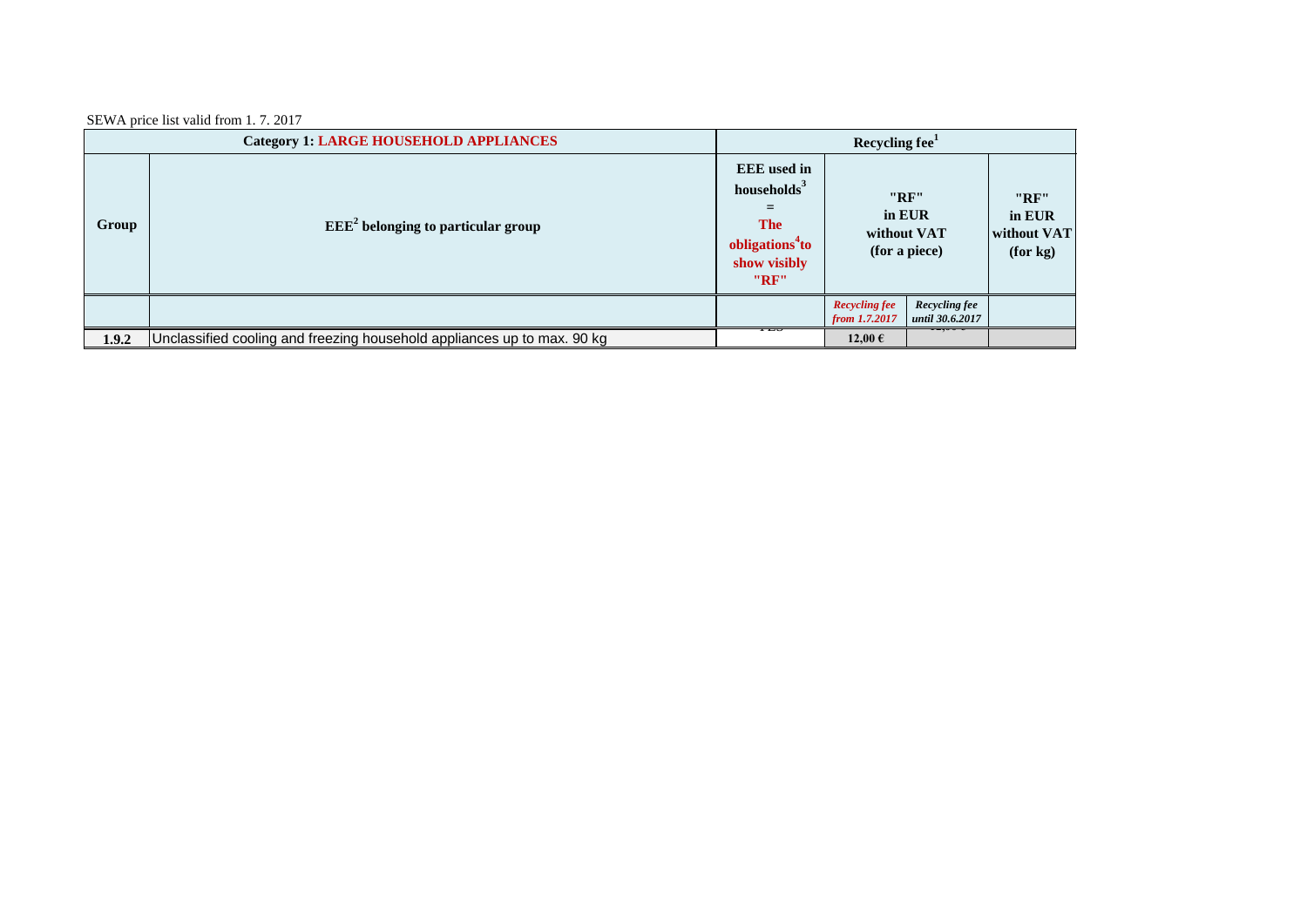SEWA price list valid from 1. 7. 2017

| Category 1: LARGE HOUSEHOLD APPLIANCES | | Recycling fee[1] | | | |
|---|---|---|---|---|---|
| Group | EEE[2] belonging to particular group | EEE used in households[3] = The obligations[4] to show visibly "RF" | "RF" in EUR without VAT (for a piece) | | "RF" in EUR without VAT (for kg) |
| | | | *Recycling fee from 1.7.2017* | *Recycling fee until 30.6.2017* | |
| **1.9.2** | Unclassified cooling and freezing household appliances up to max. 90 kg | YES | **12,00 €** | | |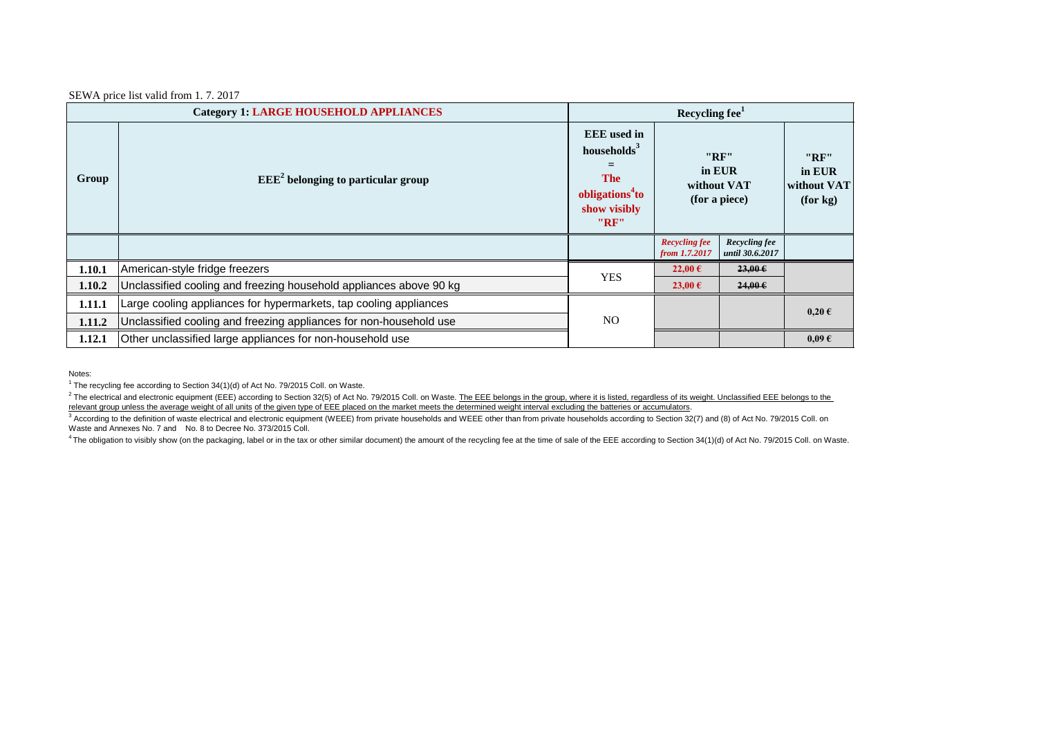SEWA price list valid from 1. 7. 2017

| Category 1: LARGE HOUSEHOLD APPLIANCES | | Recycling fee[1] | | | |
|---|---|---|---|---|---|
| Group | EEE[2] belonging to particular group | EEE used in households[3] = The obligations[4] to show visibly "RF" | "RF" in EUR without VAT (for a piece) | | "RF" in EUR without VAT (for kg) |
| | | | *Recycling fee from 1.7.2017* | *Recycling fee until 30.6.2017* | |
| **1.10.1** | American-style fridge freezers | YES | 22,00 € | ~~23,00 €~~ | |
| **1.10.2** | Unclassified cooling and freezing household appliances above 90 kg | | 23,00 € | ~~24,00 €~~ | |
| **1.11.1** | Large cooling appliances for hypermarkets, tap cooling appliances | NO | | | 0,20 € |
| **1.11.2** | Unclassified cooling and freezing appliances for non-household use | | | | |
| **1.12.1** | Other unclassified large appliances for non-household use | | | | 0,09 € |

Notes:

[1] The recycling fee according to Section 34(1)(d) of Act No. 79/2015 Coll. on Waste.

[2] The electrical and electronic equipment (EEE) according to Section 32(5) of Act No. 79/2015 Coll. on Waste. The EEE belongs in the group, where it is listed, regardless of its weight. Unclassified EEE belongs to the relevant group unless the average weight of all units of the given type of EEE placed on the market meets the determined weight interval excluding the batteries or accumulators.

[3] According to the definition of waste electrical and electronic equipment (WEEE) from private households and WEEE other than from private households according to Section 32(7) and (8) of Act No. 79/2015 Coll. on Waste and Annexes No. 7 and No. 8 to Decree No. 373/2015 Coll.

[4] The obligation to visibly show (on the packaging, label or in the tax or other similar document) the amount of the recycling fee at the time of sale of the EEE according to Section 34(1)(d) of Act No. 79/2015 Coll. on Waste.